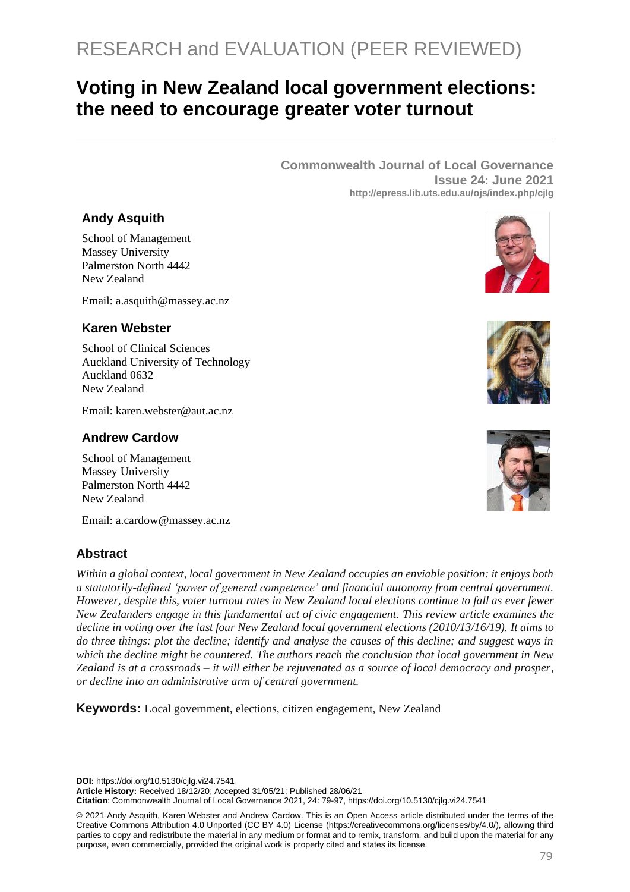RESEARCH and EVALUATION (PEER REVIEWED)

# Voting in New Zealand local government elections: the need to encourage greater voter turnout

**Commonwealth Journal of Local Governance**
**Issue 24: June 2021**
**http://epress.lib.uts.edu.au/ojs/index.php/cjlg**

### Andy Asquith

School of Management
Massey University
Palmerston North 4442
New Zealand

Email: a.asquith@massey.ac.nz

### Karen Webster

School of Clinical Sciences
Auckland University of Technology
Auckland 0632
New Zealand

Email: karen.webster@aut.ac.nz

### Andrew Cardow

School of Management
Massey University
Palmerston North 4442
New Zealand

Email: a.cardow@massey.ac.nz

## Abstract

*Within a global context, local government in New Zealand occupies an enviable position: it enjoys both a statutorily-defined 'power of general competence' and financial autonomy from central government. However, despite this, voter turnout rates in New Zealand local elections continue to fall as ever fewer New Zealanders engage in this fundamental act of civic engagement. This review article examines the decline in voting over the last four New Zealand local government elections (2010/13/16/19). It aims to do three things: plot the decline; identify and analyse the causes of this decline; and suggest ways in which the decline might be countered. The authors reach the conclusion that local government in New Zealand is at a crossroads – it will either be rejuvenated as a source of local democracy and prosper, or decline into an administrative arm of central government.*

**Keywords:** Local government, elections, citizen engagement, New Zealand

**DOI:** https://doi.org/10.5130/cjlg.vi24.7541
**Article History:** Received 18/12/20; Accepted 31/05/21; Published 28/06/21
**Citation**: Commonwealth Journal of Local Governance 2021, 24: 79-97, https://doi.org/10.5130/cjlg.vi24.7541

© 2021 Andy Asquith, Karen Webster and Andrew Cardow. This is an Open Access article distributed under the terms of the Creative Commons Attribution 4.0 Unported (CC BY 4.0) License (https://creativecommons.org/licenses/by/4.0/), allowing third parties to copy and redistribute the material in any medium or format and to remix, transform, and build upon the material for any purpose, even commercially, provided the original work is properly cited and states its license.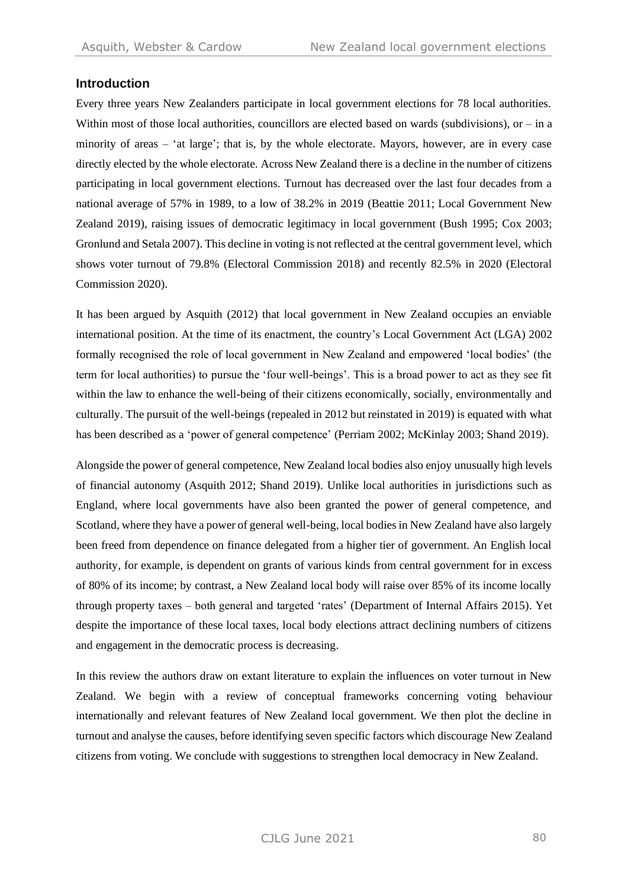## Introduction

Every three years New Zealanders participate in local government elections for 78 local authorities. Within most of those local authorities, councillors are elected based on wards (subdivisions), or – in a minority of areas – 'at large'; that is, by the whole electorate. Mayors, however, are in every case directly elected by the whole electorate. Across New Zealand there is a decline in the number of citizens participating in local government elections. Turnout has decreased over the last four decades from a national average of 57% in 1989, to a low of 38.2% in 2019 (Beattie 2011; Local Government New Zealand 2019), raising issues of democratic legitimacy in local government (Bush 1995; Cox 2003; Gronlund and Setala 2007). This decline in voting is not reflected at the central government level, which shows voter turnout of 79.8% (Electoral Commission 2018) and recently 82.5% in 2020 (Electoral Commission 2020).

It has been argued by Asquith (2012) that local government in New Zealand occupies an enviable international position. At the time of its enactment, the country's Local Government Act (LGA) 2002 formally recognised the role of local government in New Zealand and empowered 'local bodies' (the term for local authorities) to pursue the 'four well-beings'. This is a broad power to act as they see fit within the law to enhance the well-being of their citizens economically, socially, environmentally and culturally. The pursuit of the well-beings (repealed in 2012 but reinstated in 2019) is equated with what has been described as a 'power of general competence' (Perriam 2002; McKinlay 2003; Shand 2019).

Alongside the power of general competence, New Zealand local bodies also enjoy unusually high levels of financial autonomy (Asquith 2012; Shand 2019). Unlike local authorities in jurisdictions such as England, where local governments have also been granted the power of general competence, and Scotland, where they have a power of general well-being, local bodies in New Zealand have also largely been freed from dependence on finance delegated from a higher tier of government. An English local authority, for example, is dependent on grants of various kinds from central government for in excess of 80% of its income; by contrast, a New Zealand local body will raise over 85% of its income locally through property taxes – both general and targeted 'rates' (Department of Internal Affairs 2015). Yet despite the importance of these local taxes, local body elections attract declining numbers of citizens and engagement in the democratic process is decreasing.

In this review the authors draw on extant literature to explain the influences on voter turnout in New Zealand. We begin with a review of conceptual frameworks concerning voting behaviour internationally and relevant features of New Zealand local government. We then plot the decline in turnout and analyse the causes, before identifying seven specific factors which discourage New Zealand citizens from voting. We conclude with suggestions to strengthen local democracy in New Zealand.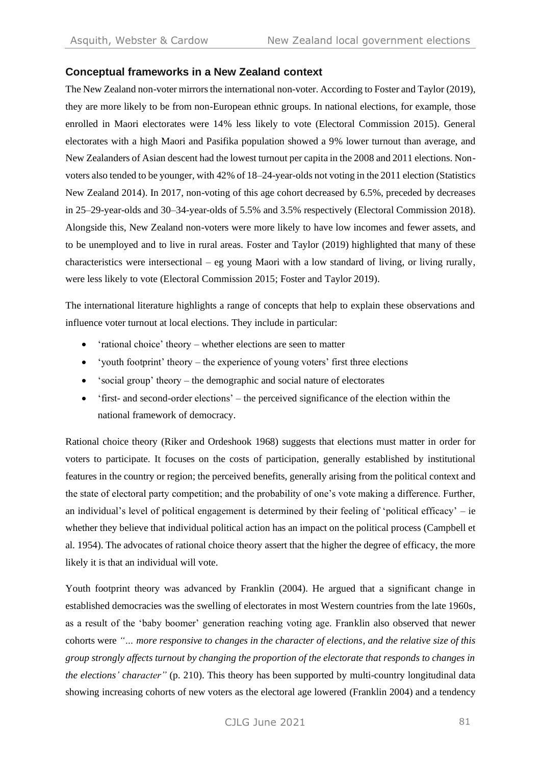### Conceptual frameworks in a New Zealand context

The New Zealand non-voter mirrors the international non-voter. According to Foster and Taylor (2019), they are more likely to be from non-European ethnic groups. In national elections, for example, those enrolled in Maori electorates were 14% less likely to vote (Electoral Commission 2015). General electorates with a high Maori and Pasifika population showed a 9% lower turnout than average, and New Zealanders of Asian descent had the lowest turnout per capita in the 2008 and 2011 elections. Non-voters also tended to be younger, with 42% of 18–24-year-olds not voting in the 2011 election (Statistics New Zealand 2014). In 2017, non-voting of this age cohort decreased by 6.5%, preceded by decreases in 25–29-year-olds and 30–34-year-olds of 5.5% and 3.5% respectively (Electoral Commission 2018). Alongside this, New Zealand non-voters were more likely to have low incomes and fewer assets, and to be unemployed and to live in rural areas. Foster and Taylor (2019) highlighted that many of these characteristics were intersectional – eg young Maori with a low standard of living, or living rurally, were less likely to vote (Electoral Commission 2015; Foster and Taylor 2019).

The international literature highlights a range of concepts that help to explain these observations and influence voter turnout at local elections. They include in particular:

- 'rational choice' theory – whether elections are seen to matter
- 'youth footprint' theory – the experience of young voters' first three elections
- 'social group' theory – the demographic and social nature of electorates
- 'first- and second-order elections' – the perceived significance of the election within the national framework of democracy.

Rational choice theory (Riker and Ordeshook 1968) suggests that elections must matter in order for voters to participate. It focuses on the costs of participation, generally established by institutional features in the country or region; the perceived benefits, generally arising from the political context and the state of electoral party competition; and the probability of one's vote making a difference. Further, an individual's level of political engagement is determined by their feeling of 'political efficacy' – ie whether they believe that individual political action has an impact on the political process (Campbell et al. 1954). The advocates of rational choice theory assert that the higher the degree of efficacy, the more likely it is that an individual will vote.

Youth footprint theory was advanced by Franklin (2004). He argued that a significant change in established democracies was the swelling of electorates in most Western countries from the late 1960s, as a result of the 'baby boomer' generation reaching voting age. Franklin also observed that newer cohorts were *"… more responsive to changes in the character of elections, and the relative size of this group strongly affects turnout by changing the proportion of the electorate that responds to changes in the elections' character"* (p. 210). This theory has been supported by multi-country longitudinal data showing increasing cohorts of new voters as the electoral age lowered (Franklin 2004) and a tendency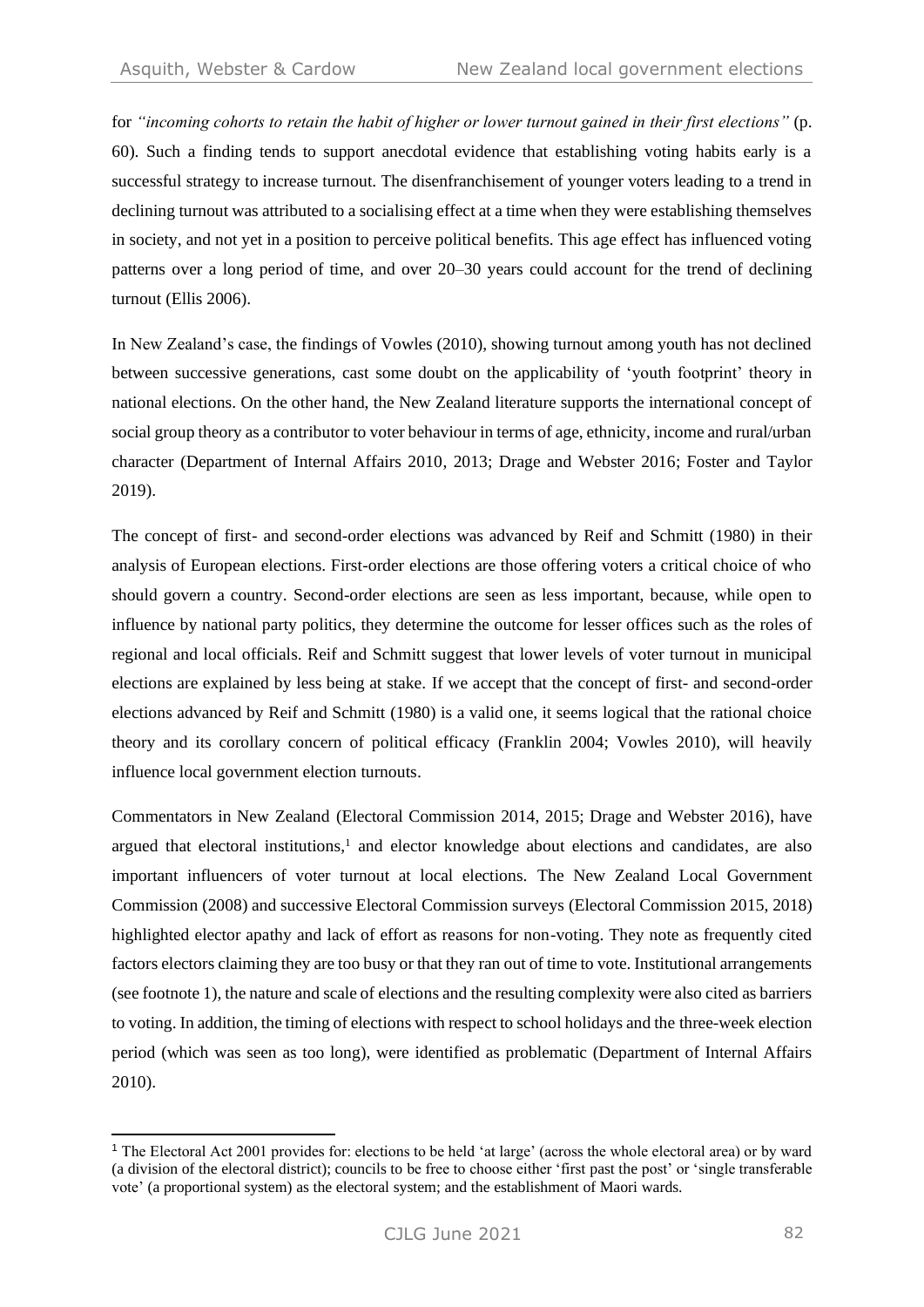for *"incoming cohorts to retain the habit of higher or lower turnout gained in their first elections"* (p. 60). Such a finding tends to support anecdotal evidence that establishing voting habits early is a successful strategy to increase turnout. The disenfranchisement of younger voters leading to a trend in declining turnout was attributed to a socialising effect at a time when they were establishing themselves in society, and not yet in a position to perceive political benefits. This age effect has influenced voting patterns over a long period of time, and over 20–30 years could account for the trend of declining turnout (Ellis 2006).

In New Zealand's case, the findings of Vowles (2010), showing turnout among youth has not declined between successive generations, cast some doubt on the applicability of 'youth footprint' theory in national elections. On the other hand, the New Zealand literature supports the international concept of social group theory as a contributor to voter behaviour in terms of age, ethnicity, income and rural/urban character (Department of Internal Affairs 2010, 2013; Drage and Webster 2016; Foster and Taylor 2019).

The concept of first- and second-order elections was advanced by Reif and Schmitt (1980) in their analysis of European elections. First-order elections are those offering voters a critical choice of who should govern a country. Second-order elections are seen as less important, because, while open to influence by national party politics, they determine the outcome for lesser offices such as the roles of regional and local officials. Reif and Schmitt suggest that lower levels of voter turnout in municipal elections are explained by less being at stake. If we accept that the concept of first- and second-order elections advanced by Reif and Schmitt (1980) is a valid one, it seems logical that the rational choice theory and its corollary concern of political efficacy (Franklin 2004; Vowles 2010), will heavily influence local government election turnouts.

Commentators in New Zealand (Electoral Commission 2014, 2015; Drage and Webster 2016), have argued that electoral institutions,[1] and elector knowledge about elections and candidates, are also important influencers of voter turnout at local elections. The New Zealand Local Government Commission (2008) and successive Electoral Commission surveys (Electoral Commission 2015, 2018) highlighted elector apathy and lack of effort as reasons for non-voting. They note as frequently cited factors electors claiming they are too busy or that they ran out of time to vote. Institutional arrangements (see footnote 1), the nature and scale of elections and the resulting complexity were also cited as barriers to voting. In addition, the timing of elections with respect to school holidays and the three-week election period (which was seen as too long), were identified as problematic (Department of Internal Affairs 2010).

---

[1] The Electoral Act 2001 provides for: elections to be held 'at large' (across the whole electoral area) or by ward (a division of the electoral district); councils to be free to choose either 'first past the post' or 'single transferable vote' (a proportional system) as the electoral system; and the establishment of Maori wards.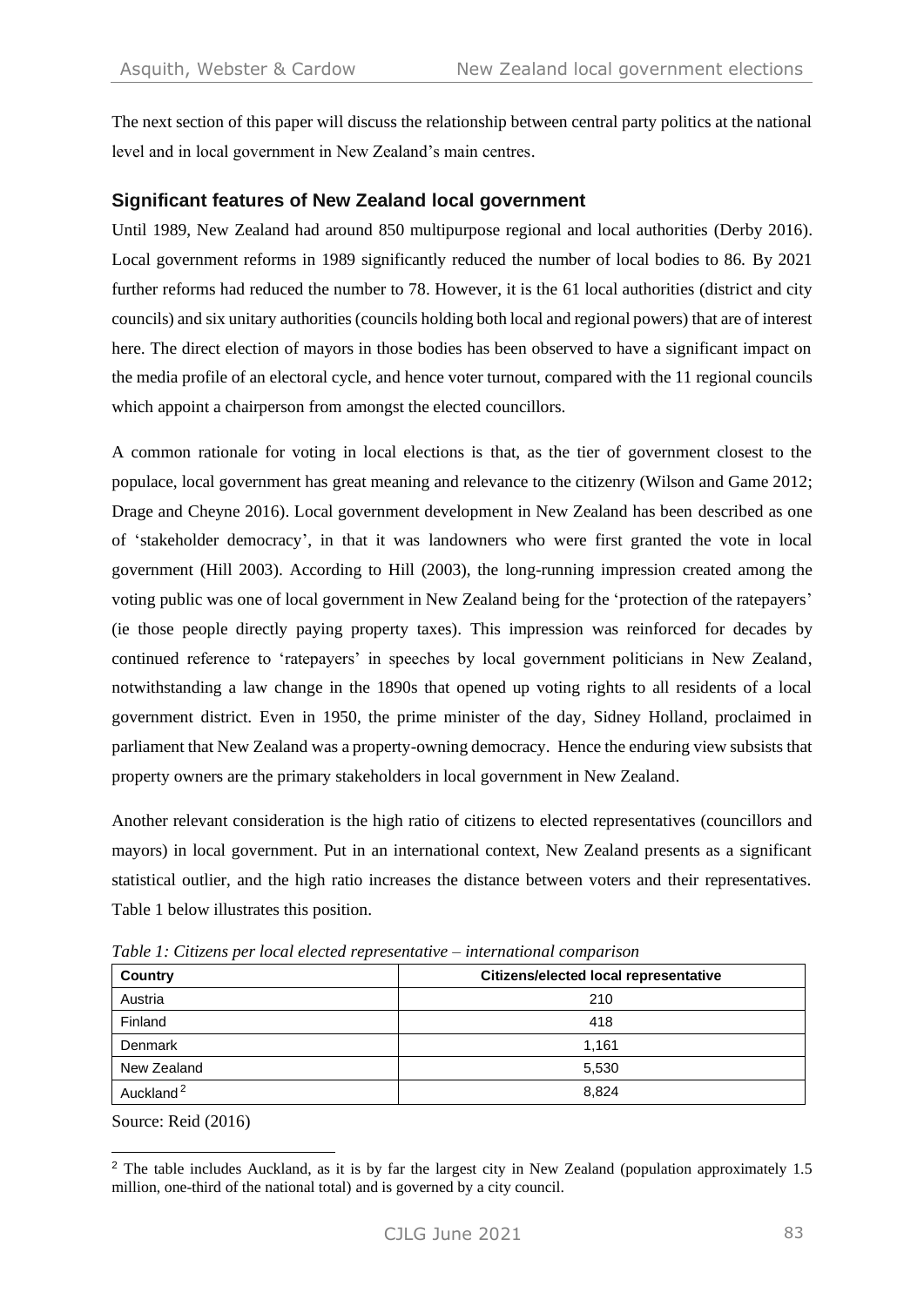The next section of this paper will discuss the relationship between central party politics at the national level and in local government in New Zealand's main centres.

## Significant features of New Zealand local government

Until 1989, New Zealand had around 850 multipurpose regional and local authorities (Derby 2016). Local government reforms in 1989 significantly reduced the number of local bodies to 86. By 2021 further reforms had reduced the number to 78. However, it is the 61 local authorities (district and city councils) and six unitary authorities (councils holding both local and regional powers) that are of interest here. The direct election of mayors in those bodies has been observed to have a significant impact on the media profile of an electoral cycle, and hence voter turnout, compared with the 11 regional councils which appoint a chairperson from amongst the elected councillors.

A common rationale for voting in local elections is that, as the tier of government closest to the populace, local government has great meaning and relevance to the citizenry (Wilson and Game 2012; Drage and Cheyne 2016). Local government development in New Zealand has been described as one of 'stakeholder democracy', in that it was landowners who were first granted the vote in local government (Hill 2003). According to Hill (2003), the long-running impression created among the voting public was one of local government in New Zealand being for the 'protection of the ratepayers' (ie those people directly paying property taxes). This impression was reinforced for decades by continued reference to 'ratepayers' in speeches by local government politicians in New Zealand, notwithstanding a law change in the 1890s that opened up voting rights to all residents of a local government district. Even in 1950, the prime minister of the day, Sidney Holland, proclaimed in parliament that New Zealand was a property-owning democracy. Hence the enduring view subsists that property owners are the primary stakeholders in local government in New Zealand.

Another relevant consideration is the high ratio of citizens to elected representatives (councillors and mayors) in local government. Put in an international context, New Zealand presents as a significant statistical outlier, and the high ratio increases the distance between voters and their representatives. Table 1 below illustrates this position.

*Table 1: Citizens per local elected representative – international comparison*

| Country | Citizens/elected local representative |
|---|---|
| Austria | 210 |
| Finland | 418 |
| Denmark | 1,161 |
| New Zealand | 5,530 |
| Auckland[2] | 8,824 |

Source: Reid (2016)

[2] The table includes Auckland, as it is by far the largest city in New Zealand (population approximately 1.5 million, one-third of the national total) and is governed by a city council.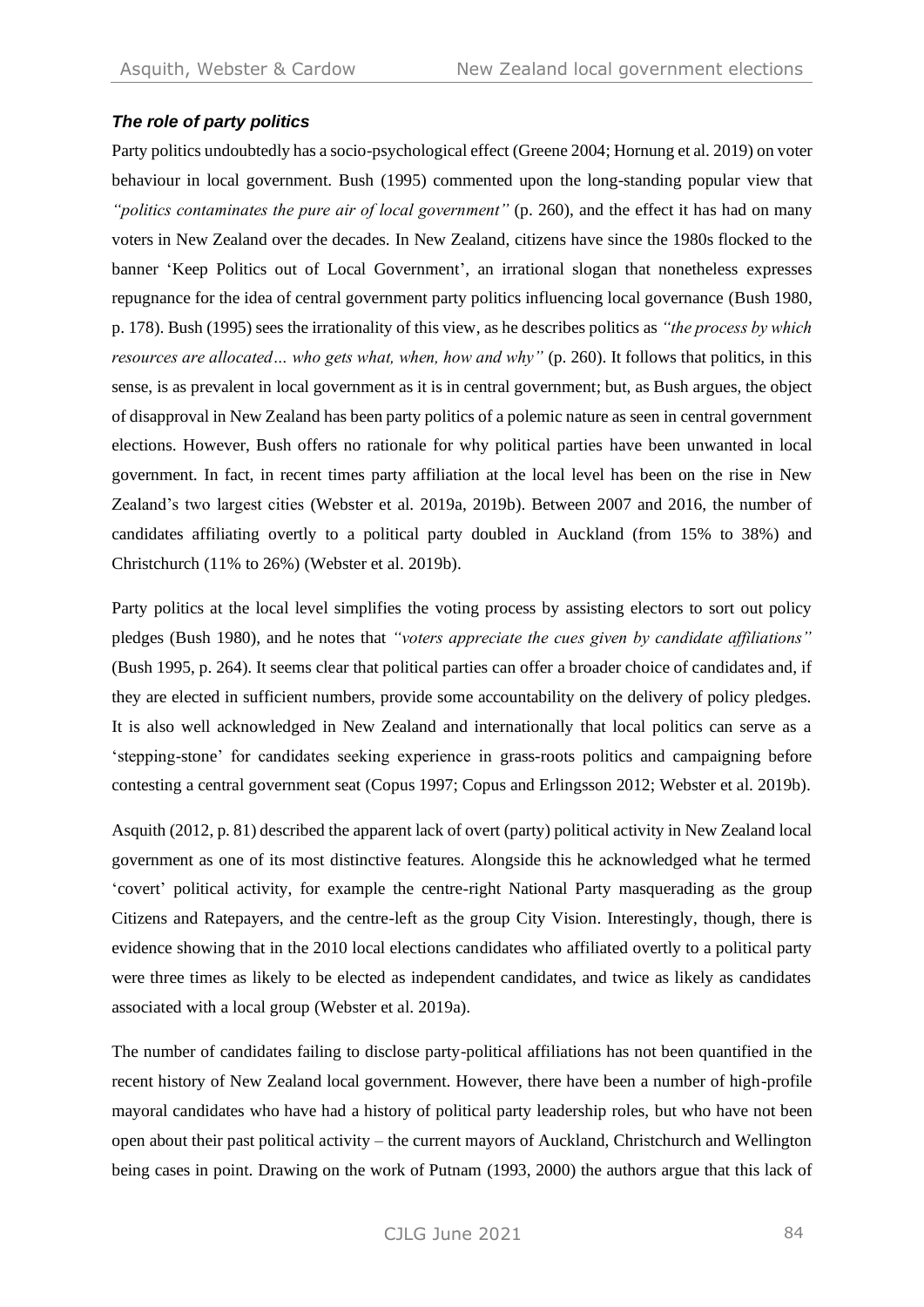### *The role of party politics*

Party politics undoubtedly has a socio-psychological effect (Greene 2004; Hornung et al. 2019) on voter behaviour in local government. Bush (1995) commented upon the long-standing popular view that *"politics contaminates the pure air of local government"* (p. 260), and the effect it has had on many voters in New Zealand over the decades. In New Zealand, citizens have since the 1980s flocked to the banner 'Keep Politics out of Local Government', an irrational slogan that nonetheless expresses repugnance for the idea of central government party politics influencing local governance (Bush 1980, p. 178). Bush (1995) sees the irrationality of this view, as he describes politics as *"the process by which resources are allocated… who gets what, when, how and why"* (p. 260). It follows that politics, in this sense, is as prevalent in local government as it is in central government; but, as Bush argues, the object of disapproval in New Zealand has been party politics of a polemic nature as seen in central government elections. However, Bush offers no rationale for why political parties have been unwanted in local government. In fact, in recent times party affiliation at the local level has been on the rise in New Zealand's two largest cities (Webster et al. 2019a, 2019b). Between 2007 and 2016, the number of candidates affiliating overtly to a political party doubled in Auckland (from 15% to 38%) and Christchurch (11% to 26%) (Webster et al. 2019b).

Party politics at the local level simplifies the voting process by assisting electors to sort out policy pledges (Bush 1980), and he notes that *"voters appreciate the cues given by candidate affiliations"* (Bush 1995, p. 264). It seems clear that political parties can offer a broader choice of candidates and, if they are elected in sufficient numbers, provide some accountability on the delivery of policy pledges. It is also well acknowledged in New Zealand and internationally that local politics can serve as a 'stepping-stone' for candidates seeking experience in grass-roots politics and campaigning before contesting a central government seat (Copus 1997; Copus and Erlingsson 2012; Webster et al. 2019b).

Asquith (2012, p. 81) described the apparent lack of overt (party) political activity in New Zealand local government as one of its most distinctive features. Alongside this he acknowledged what he termed 'covert' political activity, for example the centre-right National Party masquerading as the group Citizens and Ratepayers, and the centre-left as the group City Vision. Interestingly, though, there is evidence showing that in the 2010 local elections candidates who affiliated overtly to a political party were three times as likely to be elected as independent candidates, and twice as likely as candidates associated with a local group (Webster et al. 2019a).

The number of candidates failing to disclose party-political affiliations has not been quantified in the recent history of New Zealand local government. However, there have been a number of high-profile mayoral candidates who have had a history of political party leadership roles, but who have not been open about their past political activity – the current mayors of Auckland, Christchurch and Wellington being cases in point. Drawing on the work of Putnam (1993, 2000) the authors argue that this lack of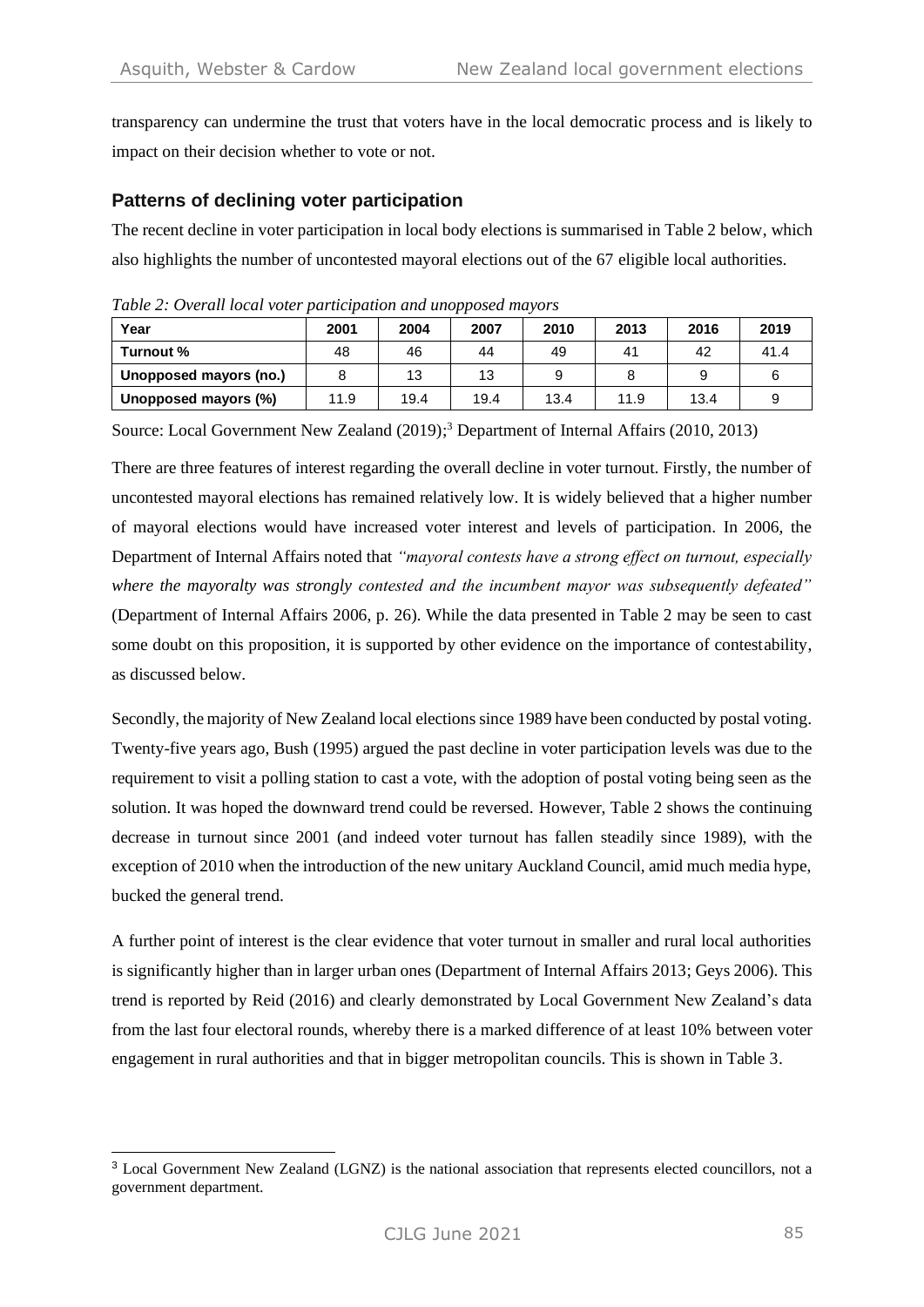transparency can undermine the trust that voters have in the local democratic process and is likely to impact on their decision whether to vote or not.

## Patterns of declining voter participation

The recent decline in voter participation in local body elections is summarised in Table 2 below, which also highlights the number of uncontested mayoral elections out of the 67 eligible local authorities.

*Table 2: Overall local voter participation and unopposed mayors*

| Year | 2001 | 2004 | 2007 | 2010 | 2013 | 2016 | 2019 |
|---|---|---|---|---|---|---|---|
| Turnout % | 48 | 46 | 44 | 49 | 41 | 42 | 41.4 |
| Unopposed mayors (no.) | 8 | 13 | 13 | 9 | 8 | 9 | 6 |
| Unopposed mayors (%) | 11.9 | 19.4 | 19.4 | 13.4 | 11.9 | 13.4 | 9 |

Source: Local Government New Zealand (2019);[3] Department of Internal Affairs (2010, 2013)

There are three features of interest regarding the overall decline in voter turnout. Firstly, the number of uncontested mayoral elections has remained relatively low. It is widely believed that a higher number of mayoral elections would have increased voter interest and levels of participation. In 2006, the Department of Internal Affairs noted that *"mayoral contests have a strong effect on turnout, especially where the mayoralty was strongly contested and the incumbent mayor was subsequently defeated"* (Department of Internal Affairs 2006, p. 26). While the data presented in Table 2 may be seen to cast some doubt on this proposition, it is supported by other evidence on the importance of contestability, as discussed below.

Secondly, the majority of New Zealand local elections since 1989 have been conducted by postal voting. Twenty-five years ago, Bush (1995) argued the past decline in voter participation levels was due to the requirement to visit a polling station to cast a vote, with the adoption of postal voting being seen as the solution. It was hoped the downward trend could be reversed. However, Table 2 shows the continuing decrease in turnout since 2001 (and indeed voter turnout has fallen steadily since 1989), with the exception of 2010 when the introduction of the new unitary Auckland Council, amid much media hype, bucked the general trend.

A further point of interest is the clear evidence that voter turnout in smaller and rural local authorities is significantly higher than in larger urban ones (Department of Internal Affairs 2013; Geys 2006). This trend is reported by Reid (2016) and clearly demonstrated by Local Government New Zealand's data from the last four electoral rounds, whereby there is a marked difference of at least 10% between voter engagement in rural authorities and that in bigger metropolitan councils. This is shown in Table 3.

---

[3] Local Government New Zealand (LGNZ) is the national association that represents elected councillors, not a government department.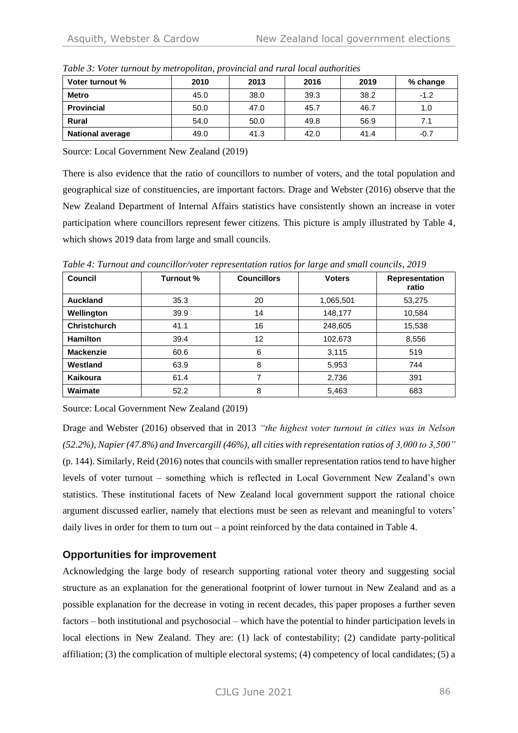*Table 3: Voter turnout by metropolitan, provincial and rural local authorities*

| Voter turnout % | 2010 | 2013 | 2016 | 2019 | % change |
|---|---|---|---|---|---|
| **Metro** | 45.0 | 38.0 | 39.3 | 38.2 | -1.2 |
| **Provincial** | 50.0 | 47.0 | 45.7 | 46.7 | 1.0 |
| **Rural** | 54.0 | 50.0 | 49.8 | 56.9 | 7.1 |
| **National average** | 49.0 | 41.3 | 42.0 | 41.4 | -0.7 |

Source: Local Government New Zealand (2019)

There is also evidence that the ratio of councillors to number of voters, and the total population and geographical size of constituencies, are important factors. Drage and Webster (2016) observe that the New Zealand Department of Internal Affairs statistics have consistently shown an increase in voter participation where councillors represent fewer citizens. This picture is amply illustrated by Table 4, which shows 2019 data from large and small councils.

*Table 4: Turnout and councillor/voter representation ratios for large and small councils, 2019*

| Council | Turnout % | Councillors | Voters | Representation ratio |
|---|---|---|---|---|
| **Auckland** | 35.3 | 20 | 1,065,501 | 53,275 |
| **Wellington** | 39.9 | 14 | 148,177 | 10,584 |
| **Christchurch** | 41.1 | 16 | 248,605 | 15,538 |
| **Hamilton** | 39.4 | 12 | 102,673 | 8,556 |
| **Mackenzie** | 60.6 | 6 | 3,115 | 519 |
| **Westland** | 63.9 | 8 | 5,953 | 744 |
| **Kaikoura** | 61.4 | 7 | 2,736 | 391 |
| **Waimate** | 52.2 | 8 | 5,463 | 683 |

Source: Local Government New Zealand (2019)

Drage and Webster (2016) observed that in 2013 *"the highest voter turnout in cities was in Nelson (52.2%), Napier (47.8%) and Invercargill (46%), all cities with representation ratios of 3,000 to 3,500"* (p. 144). Similarly, Reid (2016) notes that councils with smaller representation ratios tend to have higher levels of voter turnout – something which is reflected in Local Government New Zealand's own statistics. These institutional facets of New Zealand local government support the rational choice argument discussed earlier, namely that elections must be seen as relevant and meaningful to voters' daily lives in order for them to turn out – a point reinforced by the data contained in Table 4.

## Opportunities for improvement

Acknowledging the large body of research supporting rational voter theory and suggesting social structure as an explanation for the generational footprint of lower turnout in New Zealand and as a possible explanation for the decrease in voting in recent decades, this paper proposes a further seven factors – both institutional and psychosocial – which have the potential to hinder participation levels in local elections in New Zealand. They are: (1) lack of contestability; (2) candidate party-political affiliation; (3) the complication of multiple electoral systems; (4) competency of local candidates; (5) a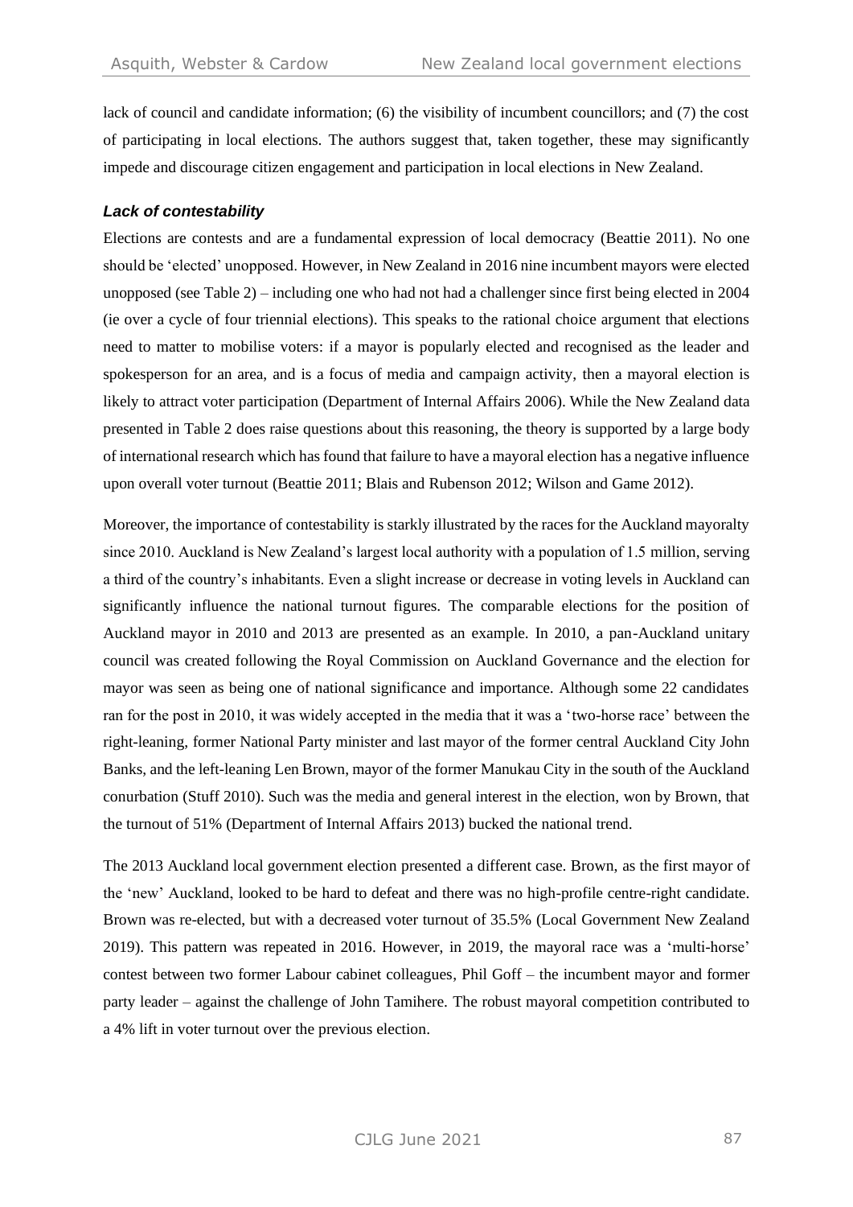lack of council and candidate information; (6) the visibility of incumbent councillors; and (7) the cost of participating in local elections. The authors suggest that, taken together, these may significantly impede and discourage citizen engagement and participation in local elections in New Zealand.

### *Lack of contestability*

Elections are contests and are a fundamental expression of local democracy (Beattie 2011). No one should be 'elected' unopposed. However, in New Zealand in 2016 nine incumbent mayors were elected unopposed (see Table 2) – including one who had not had a challenger since first being elected in 2004 (ie over a cycle of four triennial elections). This speaks to the rational choice argument that elections need to matter to mobilise voters: if a mayor is popularly elected and recognised as the leader and spokesperson for an area, and is a focus of media and campaign activity, then a mayoral election is likely to attract voter participation (Department of Internal Affairs 2006). While the New Zealand data presented in Table 2 does raise questions about this reasoning, the theory is supported by a large body of international research which has found that failure to have a mayoral election has a negative influence upon overall voter turnout (Beattie 2011; Blais and Rubenson 2012; Wilson and Game 2012).

Moreover, the importance of contestability is starkly illustrated by the races for the Auckland mayoralty since 2010. Auckland is New Zealand's largest local authority with a population of 1.5 million, serving a third of the country's inhabitants. Even a slight increase or decrease in voting levels in Auckland can significantly influence the national turnout figures. The comparable elections for the position of Auckland mayor in 2010 and 2013 are presented as an example. In 2010, a pan-Auckland unitary council was created following the Royal Commission on Auckland Governance and the election for mayor was seen as being one of national significance and importance. Although some 22 candidates ran for the post in 2010, it was widely accepted in the media that it was a 'two-horse race' between the right-leaning, former National Party minister and last mayor of the former central Auckland City John Banks, and the left-leaning Len Brown, mayor of the former Manukau City in the south of the Auckland conurbation (Stuff 2010). Such was the media and general interest in the election, won by Brown, that the turnout of 51% (Department of Internal Affairs 2013) bucked the national trend.

The 2013 Auckland local government election presented a different case. Brown, as the first mayor of the 'new' Auckland, looked to be hard to defeat and there was no high-profile centre-right candidate. Brown was re-elected, but with a decreased voter turnout of 35.5% (Local Government New Zealand 2019). This pattern was repeated in 2016. However, in 2019, the mayoral race was a 'multi-horse' contest between two former Labour cabinet colleagues, Phil Goff – the incumbent mayor and former party leader – against the challenge of John Tamihere. The robust mayoral competition contributed to a 4% lift in voter turnout over the previous election.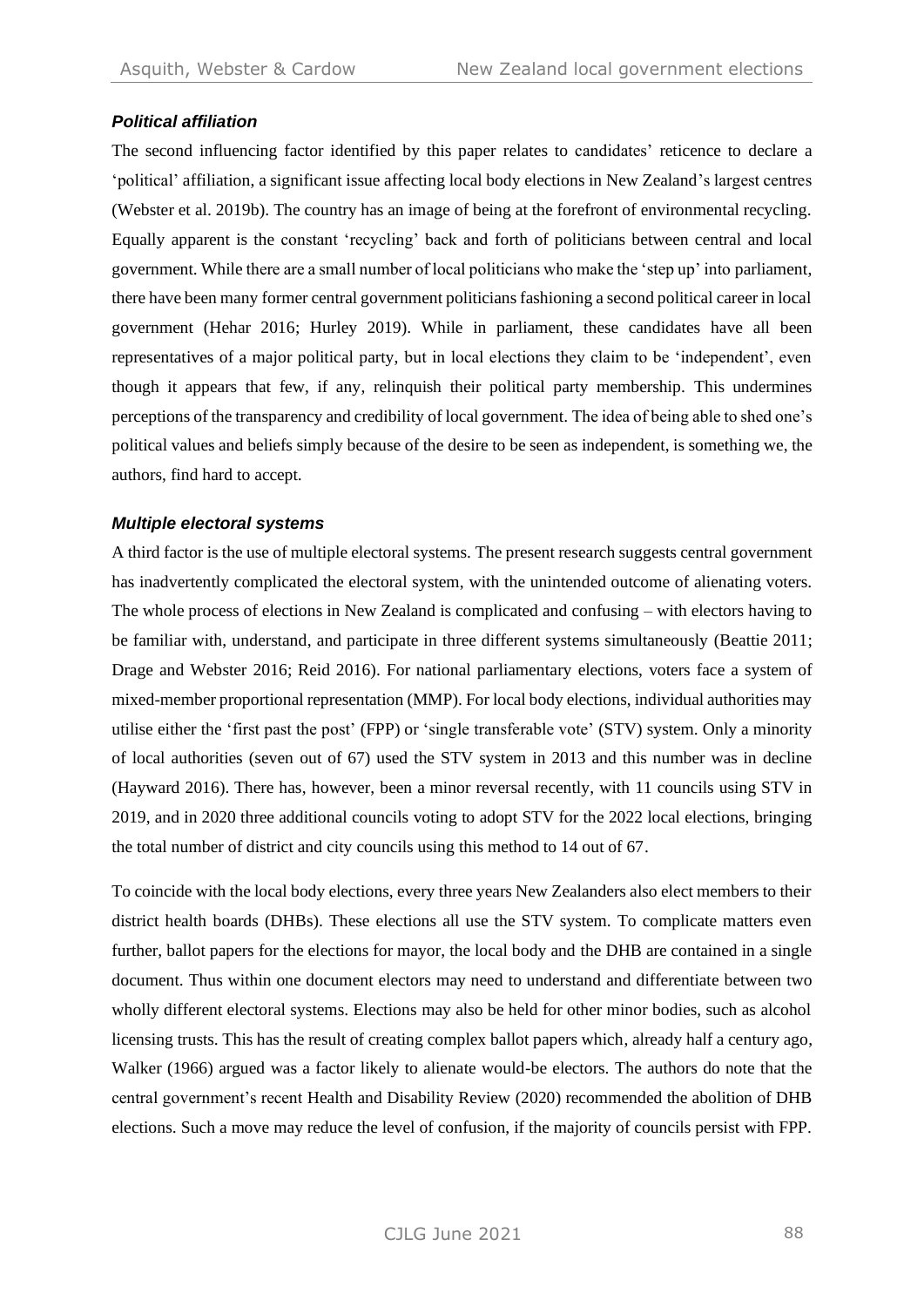### *Political affiliation*

The second influencing factor identified by this paper relates to candidates' reticence to declare a 'political' affiliation, a significant issue affecting local body elections in New Zealand's largest centres (Webster et al. 2019b). The country has an image of being at the forefront of environmental recycling. Equally apparent is the constant 'recycling' back and forth of politicians between central and local government. While there are a small number of local politicians who make the 'step up' into parliament, there have been many former central government politicians fashioning a second political career in local government (Hehar 2016; Hurley 2019). While in parliament, these candidates have all been representatives of a major political party, but in local elections they claim to be 'independent', even though it appears that few, if any, relinquish their political party membership. This undermines perceptions of the transparency and credibility of local government. The idea of being able to shed one's political values and beliefs simply because of the desire to be seen as independent, is something we, the authors, find hard to accept.

### *Multiple electoral systems*

A third factor is the use of multiple electoral systems. The present research suggests central government has inadvertently complicated the electoral system, with the unintended outcome of alienating voters. The whole process of elections in New Zealand is complicated and confusing – with electors having to be familiar with, understand, and participate in three different systems simultaneously (Beattie 2011; Drage and Webster 2016; Reid 2016). For national parliamentary elections, voters face a system of mixed-member proportional representation (MMP). For local body elections, individual authorities may utilise either the 'first past the post' (FPP) or 'single transferable vote' (STV) system. Only a minority of local authorities (seven out of 67) used the STV system in 2013 and this number was in decline (Hayward 2016). There has, however, been a minor reversal recently, with 11 councils using STV in 2019, and in 2020 three additional councils voting to adopt STV for the 2022 local elections, bringing the total number of district and city councils using this method to 14 out of 67.

To coincide with the local body elections, every three years New Zealanders also elect members to their district health boards (DHBs). These elections all use the STV system. To complicate matters even further, ballot papers for the elections for mayor, the local body and the DHB are contained in a single document. Thus within one document electors may need to understand and differentiate between two wholly different electoral systems. Elections may also be held for other minor bodies, such as alcohol licensing trusts. This has the result of creating complex ballot papers which, already half a century ago, Walker (1966) argued was a factor likely to alienate would-be electors. The authors do note that the central government's recent Health and Disability Review (2020) recommended the abolition of DHB elections. Such a move may reduce the level of confusion, if the majority of councils persist with FPP.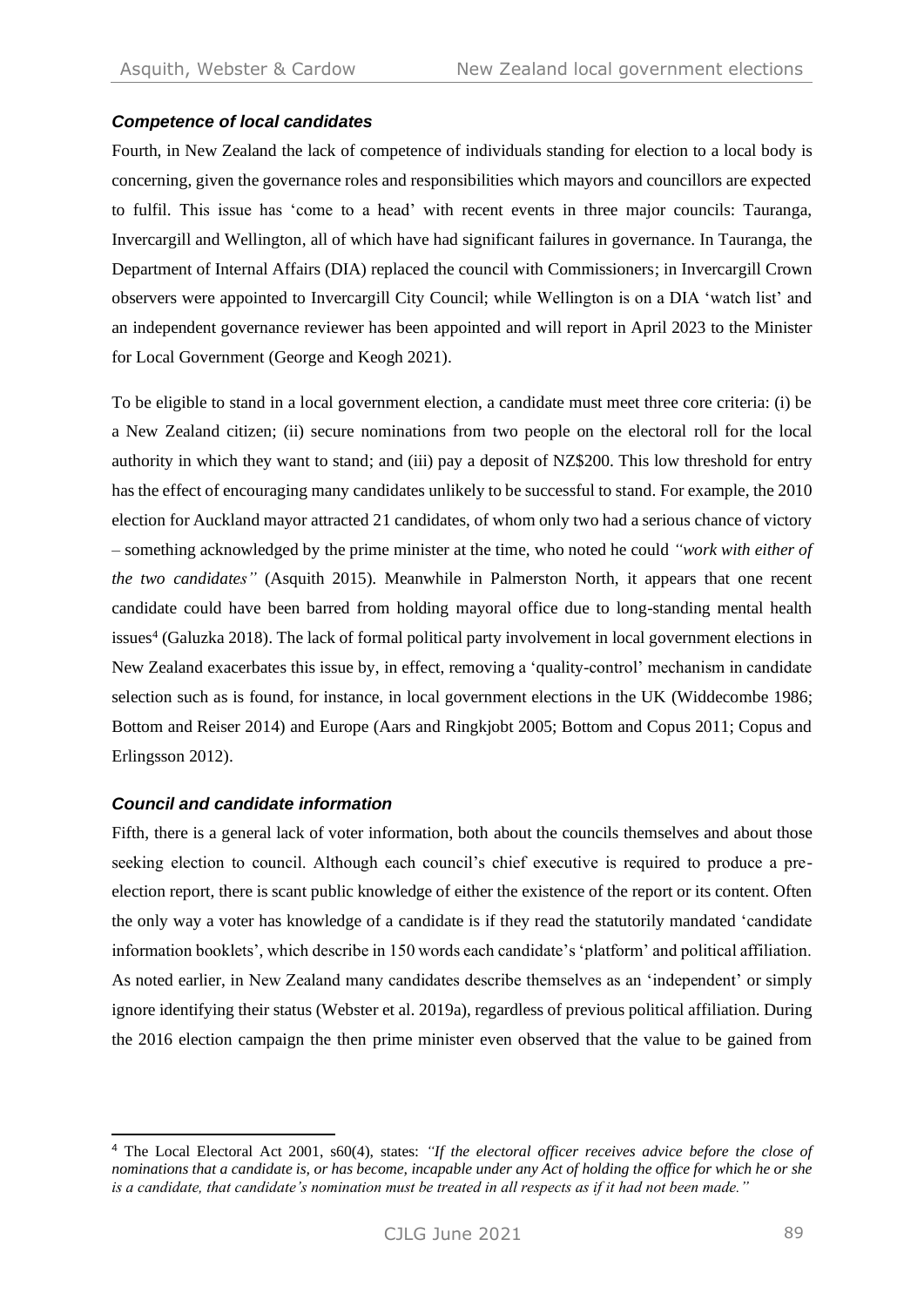### *Competence of local candidates*

Fourth, in New Zealand the lack of competence of individuals standing for election to a local body is concerning, given the governance roles and responsibilities which mayors and councillors are expected to fulfil. This issue has 'come to a head' with recent events in three major councils: Tauranga, Invercargill and Wellington, all of which have had significant failures in governance. In Tauranga, the Department of Internal Affairs (DIA) replaced the council with Commissioners; in Invercargill Crown observers were appointed to Invercargill City Council; while Wellington is on a DIA 'watch list' and an independent governance reviewer has been appointed and will report in April 2023 to the Minister for Local Government (George and Keogh 2021).

To be eligible to stand in a local government election, a candidate must meet three core criteria: (i) be a New Zealand citizen; (ii) secure nominations from two people on the electoral roll for the local authority in which they want to stand; and (iii) pay a deposit of NZ$200. This low threshold for entry has the effect of encouraging many candidates unlikely to be successful to stand. For example, the 2010 election for Auckland mayor attracted 21 candidates, of whom only two had a serious chance of victory – something acknowledged by the prime minister at the time, who noted he could *"work with either of the two candidates"* (Asquith 2015). Meanwhile in Palmerston North, it appears that one recent candidate could have been barred from holding mayoral office due to long-standing mental health issues[4] (Galuzka 2018). The lack of formal political party involvement in local government elections in New Zealand exacerbates this issue by, in effect, removing a 'quality-control' mechanism in candidate selection such as is found, for instance, in local government elections in the UK (Widdecombe 1986; Bottom and Reiser 2014) and Europe (Aars and Ringkjobt 2005; Bottom and Copus 2011; Copus and Erlingsson 2012).

### *Council and candidate information*

Fifth, there is a general lack of voter information, both about the councils themselves and about those seeking election to council. Although each council's chief executive is required to produce a pre-election report, there is scant public knowledge of either the existence of the report or its content. Often the only way a voter has knowledge of a candidate is if they read the statutorily mandated 'candidate information booklets', which describe in 150 words each candidate's 'platform' and political affiliation. As noted earlier, in New Zealand many candidates describe themselves as an 'independent' or simply ignore identifying their status (Webster et al. 2019a), regardless of previous political affiliation. During the 2016 election campaign the then prime minister even observed that the value to be gained from

---

[4] The Local Electoral Act 2001, s60(4), states: *"If the electoral officer receives advice before the close of nominations that a candidate is, or has become, incapable under any Act of holding the office for which he or she is a candidate, that candidate's nomination must be treated in all respects as if it had not been made."*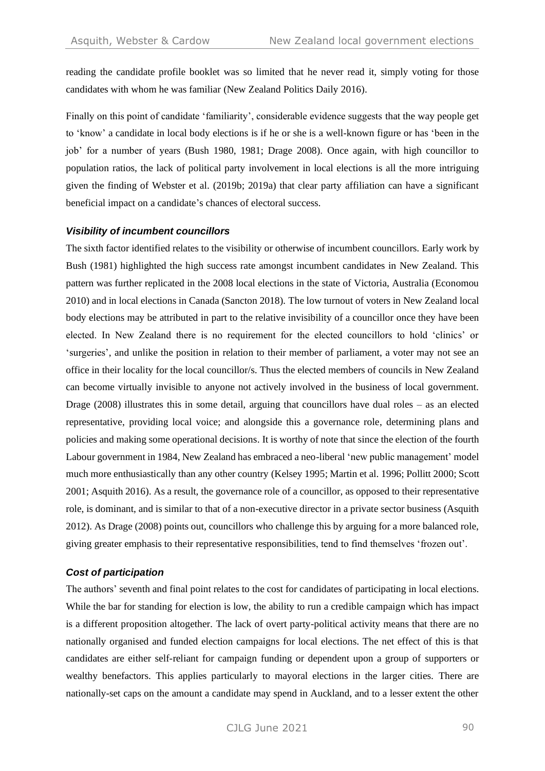reading the candidate profile booklet was so limited that he never read it, simply voting for those candidates with whom he was familiar (New Zealand Politics Daily 2016).

Finally on this point of candidate 'familiarity', considerable evidence suggests that the way people get to 'know' a candidate in local body elections is if he or she is a well-known figure or has 'been in the job' for a number of years (Bush 1980, 1981; Drage 2008). Once again, with high councillor to population ratios, the lack of political party involvement in local elections is all the more intriguing given the finding of Webster et al. (2019b; 2019a) that clear party affiliation can have a significant beneficial impact on a candidate's chances of electoral success.

### *Visibility of incumbent councillors*

The sixth factor identified relates to the visibility or otherwise of incumbent councillors. Early work by Bush (1981) highlighted the high success rate amongst incumbent candidates in New Zealand. This pattern was further replicated in the 2008 local elections in the state of Victoria, Australia (Economou 2010) and in local elections in Canada (Sancton 2018). The low turnout of voters in New Zealand local body elections may be attributed in part to the relative invisibility of a councillor once they have been elected. In New Zealand there is no requirement for the elected councillors to hold 'clinics' or 'surgeries', and unlike the position in relation to their member of parliament, a voter may not see an office in their locality for the local councillor/s. Thus the elected members of councils in New Zealand can become virtually invisible to anyone not actively involved in the business of local government. Drage (2008) illustrates this in some detail, arguing that councillors have dual roles – as an elected representative, providing local voice; and alongside this a governance role, determining plans and policies and making some operational decisions. It is worthy of note that since the election of the fourth Labour government in 1984, New Zealand has embraced a neo-liberal 'new public management' model much more enthusiastically than any other country (Kelsey 1995; Martin et al. 1996; Pollitt 2000; Scott 2001; Asquith 2016). As a result, the governance role of a councillor, as opposed to their representative role, is dominant, and is similar to that of a non-executive director in a private sector business (Asquith 2012). As Drage (2008) points out, councillors who challenge this by arguing for a more balanced role, giving greater emphasis to their representative responsibilities, tend to find themselves 'frozen out'.

### *Cost of participation*

The authors' seventh and final point relates to the cost for candidates of participating in local elections. While the bar for standing for election is low, the ability to run a credible campaign which has impact is a different proposition altogether. The lack of overt party-political activity means that there are no nationally organised and funded election campaigns for local elections. The net effect of this is that candidates are either self-reliant for campaign funding or dependent upon a group of supporters or wealthy benefactors. This applies particularly to mayoral elections in the larger cities. There are nationally-set caps on the amount a candidate may spend in Auckland, and to a lesser extent the other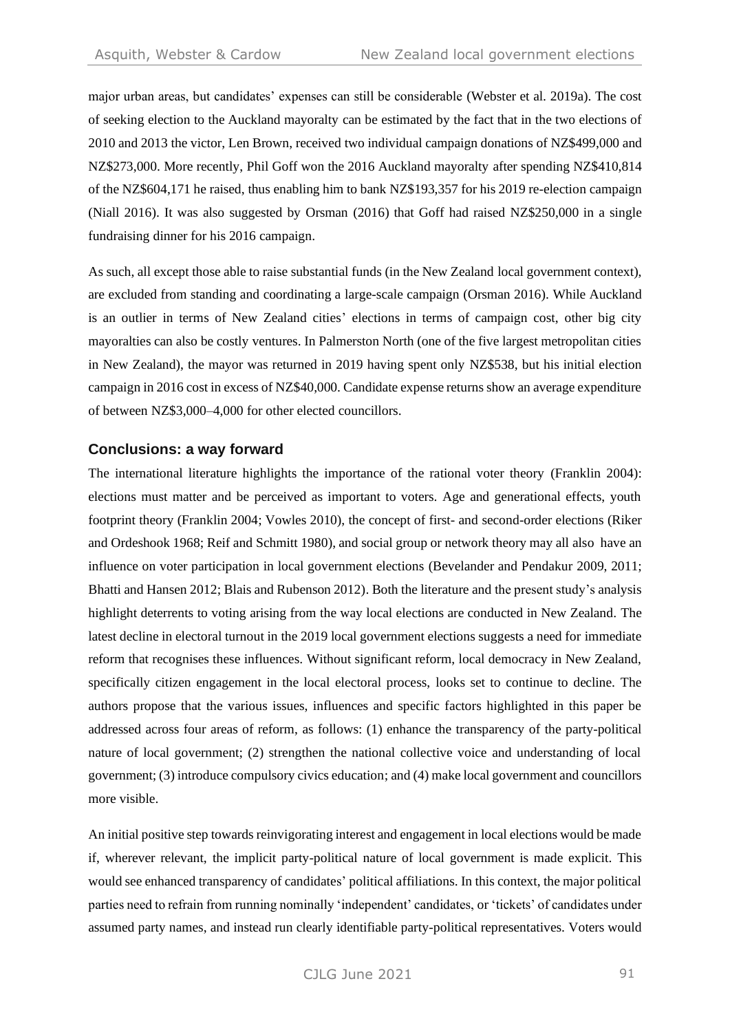major urban areas, but candidates' expenses can still be considerable (Webster et al. 2019a). The cost of seeking election to the Auckland mayoralty can be estimated by the fact that in the two elections of 2010 and 2013 the victor, Len Brown, received two individual campaign donations of NZ$499,000 and NZ$273,000. More recently, Phil Goff won the 2016 Auckland mayoralty after spending NZ$410,814 of the NZ$604,171 he raised, thus enabling him to bank NZ$193,357 for his 2019 re-election campaign (Niall 2016). It was also suggested by Orsman (2016) that Goff had raised NZ$250,000 in a single fundraising dinner for his 2016 campaign.

As such, all except those able to raise substantial funds (in the New Zealand local government context), are excluded from standing and coordinating a large-scale campaign (Orsman 2016). While Auckland is an outlier in terms of New Zealand cities' elections in terms of campaign cost, other big city mayoralties can also be costly ventures. In Palmerston North (one of the five largest metropolitan cities in New Zealand), the mayor was returned in 2019 having spent only NZ$538, but his initial election campaign in 2016 cost in excess of NZ$40,000. Candidate expense returns show an average expenditure of between NZ$3,000–4,000 for other elected councillors.

## Conclusions: a way forward

The international literature highlights the importance of the rational voter theory (Franklin 2004): elections must matter and be perceived as important to voters. Age and generational effects, youth footprint theory (Franklin 2004; Vowles 2010), the concept of first- and second-order elections (Riker and Ordeshook 1968; Reif and Schmitt 1980), and social group or network theory may all also have an influence on voter participation in local government elections (Bevelander and Pendakur 2009, 2011; Bhatti and Hansen 2012; Blais and Rubenson 2012). Both the literature and the present study's analysis highlight deterrents to voting arising from the way local elections are conducted in New Zealand. The latest decline in electoral turnout in the 2019 local government elections suggests a need for immediate reform that recognises these influences. Without significant reform, local democracy in New Zealand, specifically citizen engagement in the local electoral process, looks set to continue to decline. The authors propose that the various issues, influences and specific factors highlighted in this paper be addressed across four areas of reform, as follows: (1) enhance the transparency of the party-political nature of local government; (2) strengthen the national collective voice and understanding of local government; (3) introduce compulsory civics education; and (4) make local government and councillors more visible.

An initial positive step towards reinvigorating interest and engagement in local elections would be made if, wherever relevant, the implicit party-political nature of local government is made explicit. This would see enhanced transparency of candidates' political affiliations. In this context, the major political parties need to refrain from running nominally 'independent' candidates, or 'tickets' of candidates under assumed party names, and instead run clearly identifiable party-political representatives. Voters would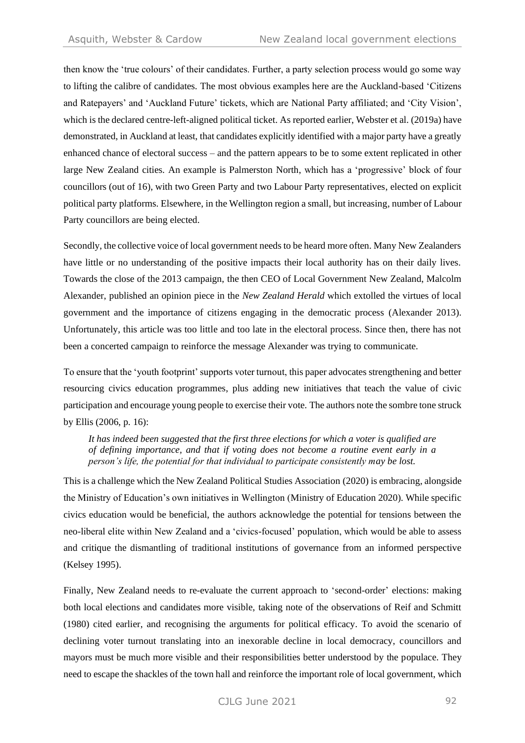then know the 'true colours' of their candidates. Further, a party selection process would go some way to lifting the calibre of candidates. The most obvious examples here are the Auckland-based 'Citizens and Ratepayers' and 'Auckland Future' tickets, which are National Party affiliated; and 'City Vision', which is the declared centre-left-aligned political ticket. As reported earlier, Webster et al. (2019a) have demonstrated, in Auckland at least, that candidates explicitly identified with a major party have a greatly enhanced chance of electoral success – and the pattern appears to be to some extent replicated in other large New Zealand cities. An example is Palmerston North, which has a 'progressive' block of four councillors (out of 16), with two Green Party and two Labour Party representatives, elected on explicit political party platforms. Elsewhere, in the Wellington region a small, but increasing, number of Labour Party councillors are being elected.

Secondly, the collective voice of local government needs to be heard more often. Many New Zealanders have little or no understanding of the positive impacts their local authority has on their daily lives. Towards the close of the 2013 campaign, the then CEO of Local Government New Zealand, Malcolm Alexander, published an opinion piece in the *New Zealand Herald* which extolled the virtues of local government and the importance of citizens engaging in the democratic process (Alexander 2013). Unfortunately, this article was too little and too late in the electoral process. Since then, there has not been a concerted campaign to reinforce the message Alexander was trying to communicate.

To ensure that the 'youth footprint' supports voter turnout, this paper advocates strengthening and better resourcing civics education programmes, plus adding new initiatives that teach the value of civic participation and encourage young people to exercise their vote. The authors note the sombre tone struck by Ellis (2006, p. 16):

> *It has indeed been suggested that the first three elections for which a voter is qualified are of defining importance, and that if voting does not become a routine event early in a person's life, the potential for that individual to participate consistently may be lost.*

This is a challenge which the New Zealand Political Studies Association (2020) is embracing, alongside the Ministry of Education's own initiatives in Wellington (Ministry of Education 2020). While specific civics education would be beneficial, the authors acknowledge the potential for tensions between the neo-liberal elite within New Zealand and a 'civics-focused' population, which would be able to assess and critique the dismantling of traditional institutions of governance from an informed perspective (Kelsey 1995).

Finally, New Zealand needs to re-evaluate the current approach to 'second-order' elections: making both local elections and candidates more visible, taking note of the observations of Reif and Schmitt (1980) cited earlier, and recognising the arguments for political efficacy. To avoid the scenario of declining voter turnout translating into an inexorable decline in local democracy, councillors and mayors must be much more visible and their responsibilities better understood by the populace. They need to escape the shackles of the town hall and reinforce the important role of local government, which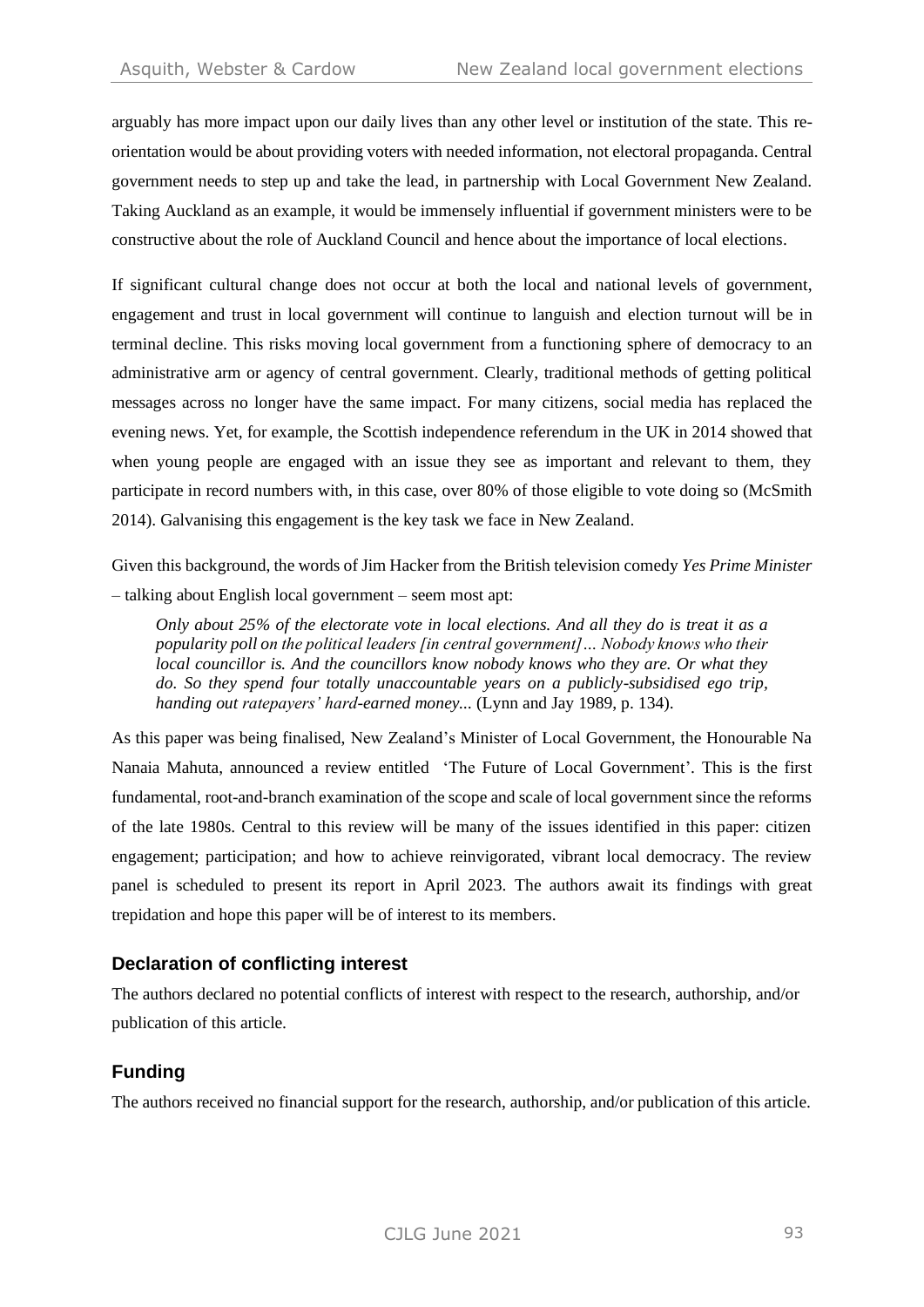arguably has more impact upon our daily lives than any other level or institution of the state. This re-orientation would be about providing voters with needed information, not electoral propaganda. Central government needs to step up and take the lead, in partnership with Local Government New Zealand. Taking Auckland as an example, it would be immensely influential if government ministers were to be constructive about the role of Auckland Council and hence about the importance of local elections.

If significant cultural change does not occur at both the local and national levels of government, engagement and trust in local government will continue to languish and election turnout will be in terminal decline. This risks moving local government from a functioning sphere of democracy to an administrative arm or agency of central government. Clearly, traditional methods of getting political messages across no longer have the same impact. For many citizens, social media has replaced the evening news. Yet, for example, the Scottish independence referendum in the UK in 2014 showed that when young people are engaged with an issue they see as important and relevant to them, they participate in record numbers with, in this case, over 80% of those eligible to vote doing so (McSmith 2014). Galvanising this engagement is the key task we face in New Zealand.

Given this background, the words of Jim Hacker from the British television comedy *Yes Prime Minister* – talking about English local government – seem most apt:

> *Only about 25% of the electorate vote in local elections. And all they do is treat it as a popularity poll on the political leaders [in central government]… Nobody knows who their local councillor is. And the councillors know nobody knows who they are. Or what they do. So they spend four totally unaccountable years on a publicly-subsidised ego trip, handing out ratepayers' hard-earned money...* (Lynn and Jay 1989, p. 134).

As this paper was being finalised, New Zealand's Minister of Local Government, the Honourable Na Nanaia Mahuta, announced a review entitled 'The Future of Local Government'. This is the first fundamental, root-and-branch examination of the scope and scale of local government since the reforms of the late 1980s. Central to this review will be many of the issues identified in this paper: citizen engagement; participation; and how to achieve reinvigorated, vibrant local democracy. The review panel is scheduled to present its report in April 2023. The authors await its findings with great trepidation and hope this paper will be of interest to its members.

## Declaration of conflicting interest

The authors declared no potential conflicts of interest with respect to the research, authorship, and/or publication of this article.

## Funding

The authors received no financial support for the research, authorship, and/or publication of this article.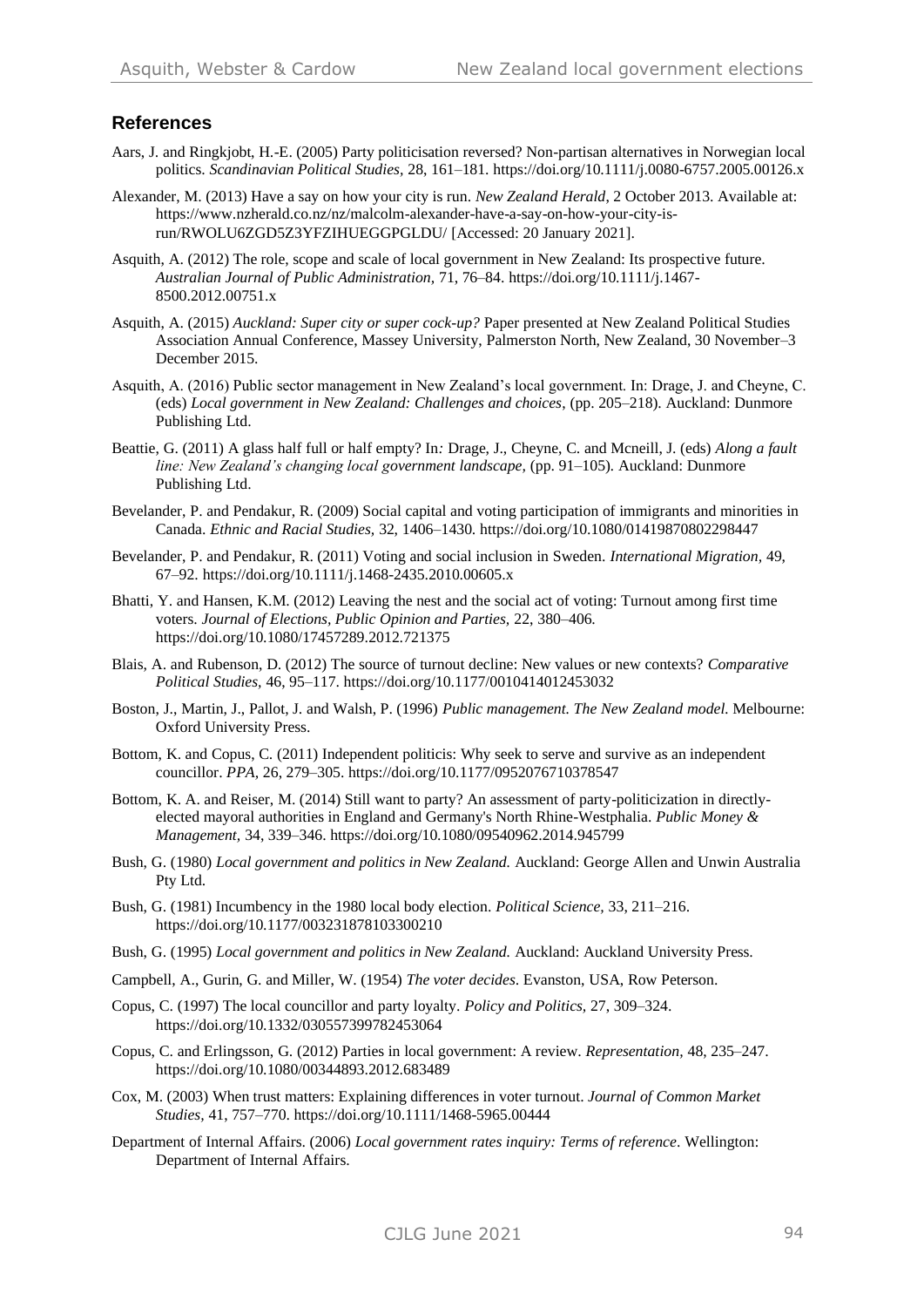## References

Aars, J. and Ringkjobt, H.-E. (2005) Party politicisation reversed? Non-partisan alternatives in Norwegian local politics. *Scandinavian Political Studies*, 28, 161–181. https://doi.org/10.1111/j.0080-6757.2005.00126.x

Alexander, M. (2013) Have a say on how your city is run. *New Zealand Herald*, 2 October 2013. Available at: https://www.nzherald.co.nz/nz/malcolm-alexander-have-a-say-on-how-your-city-is-run/RWOLU6ZGD5Z3YFZIHUEGGPGLDU/ [Accessed: 20 January 2021].

Asquith, A. (2012) The role, scope and scale of local government in New Zealand: Its prospective future. *Australian Journal of Public Administration*, 71, 76–84. https://doi.org/10.1111/j.1467-8500.2012.00751.x

Asquith, A. (2015) *Auckland: Super city or super cock-up?* Paper presented at New Zealand Political Studies Association Annual Conference, Massey University, Palmerston North, New Zealand, 30 November–3 December 2015.

Asquith, A. (2016) Public sector management in New Zealand's local government. In: Drage, J. and Cheyne, C. (eds) *Local government in New Zealand: Challenges and choices*, (pp. 205–218). Auckland: Dunmore Publishing Ltd.

Beattie, G. (2011) A glass half full or half empty? In*:* Drage, J., Cheyne, C. and Mcneill, J. (eds) *Along a fault line: New Zealand's changing local government landscape,* (pp. 91–105)*.* Auckland: Dunmore Publishing Ltd.

Bevelander, P. and Pendakur, R. (2009) Social capital and voting participation of immigrants and minorities in Canada. *Ethnic and Racial Studies,* 32, 1406–1430. https://doi.org/10.1080/01419870802298447

Bevelander, P. and Pendakur, R. (2011) Voting and social inclusion in Sweden. *International Migration,* 49, 67–92. https://doi.org/10.1111/j.1468-2435.2010.00605.x

Bhatti, Y. and Hansen, K.M. (2012) Leaving the nest and the social act of voting: Turnout among first time voters. *Journal of Elections, Public Opinion and Parties,* 22, 380–406. https://doi.org/10.1080/17457289.2012.721375

Blais, A. and Rubenson, D. (2012) The source of turnout decline: New values or new contexts? *Comparative Political Studies,* 46, 95–117. https://doi.org/10.1177/0010414012453032

Boston, J., Martin, J., Pallot, J. and Walsh, P. (1996) *Public management. The New Zealand model.* Melbourne: Oxford University Press.

Bottom, K. and Copus, C. (2011) Independent politicis: Why seek to serve and survive as an independent councillor. *PPA,* 26, 279–305. https://doi.org/10.1177/0952076710378547

Bottom, K. A. and Reiser, M. (2014) Still want to party? An assessment of party-politicization in directly-elected mayoral authorities in England and Germany's North Rhine-Westphalia. *Public Money & Management,* 34, 339–346. https://doi.org/10.1080/09540962.2014.945799

Bush, G. (1980) *Local government and politics in New Zealand.* Auckland: George Allen and Unwin Australia Pty Ltd.

Bush, G. (1981) Incumbency in the 1980 local body election. *Political Science,* 33, 211–216. https://doi.org/10.1177/003231878103300210

Bush, G. (1995) *Local government and politics in New Zealand.* Auckland: Auckland University Press.

Campbell, A., Gurin, G. and Miller, W. (1954) *The voter decides*. Evanston, USA, Row Peterson.

Copus, C. (1997) The local councillor and party loyalty. *Policy and Politics,* 27, 309–324. https://doi.org/10.1332/030557399782453064

Copus, C. and Erlingsson, G. (2012) Parties in local government: A review. *Representation,* 48, 235–247. https://doi.org/10.1080/00344893.2012.683489

Cox, M. (2003) When trust matters: Explaining differences in voter turnout. *Journal of Common Market Studies,* 41, 757–770. https://doi.org/10.1111/1468-5965.00444

Department of Internal Affairs. (2006) *Local government rates inquiry: Terms of reference*. Wellington: Department of Internal Affairs.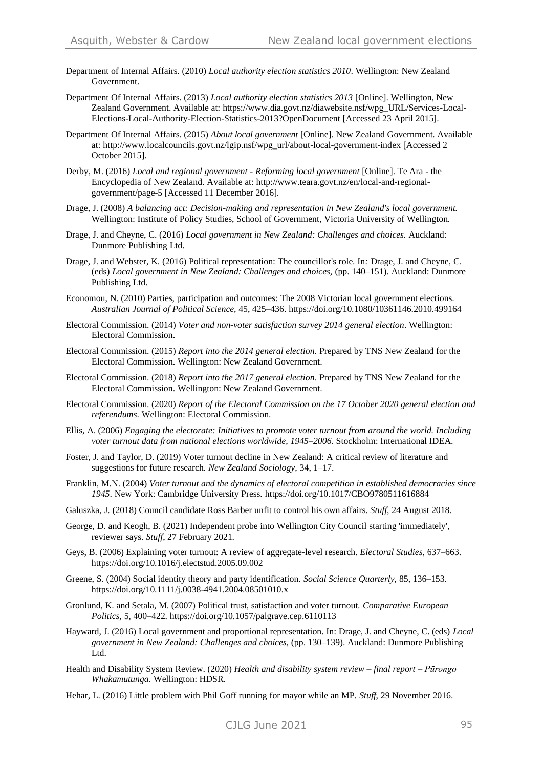Department of Internal Affairs. (2010) *Local authority election statistics 2010*. Wellington: New Zealand Government.

Department Of Internal Affairs. (2013) *Local authority election statistics 2013* [Online]. Wellington, New Zealand Government. Available at: https://www.dia.govt.nz/diawebsite.nsf/wpg_URL/Services-Local-Elections-Local-Authority-Election-Statistics-2013?OpenDocument [Accessed 23 April 2015].

Department Of Internal Affairs. (2015) *About local government* [Online]. New Zealand Government. Available at: http://www.localcouncils.govt.nz/lgip.nsf/wpg_url/about-local-government-index [Accessed 2 October 2015].

Derby, M. (2016) *Local and regional government - Reforming local government* [Online]. Te Ara - the Encyclopedia of New Zealand. Available at: http://www.teara.govt.nz/en/local-and-regional-government/page-5 [Accessed 11 December 2016].

Drage, J. (2008) *A balancing act: Decision-making and representation in New Zealand's local government.* Wellington: Institute of Policy Studies, School of Government, Victoria University of Wellington.

Drage, J. and Cheyne, C. (2016) *Local government in New Zealand: Challenges and choices.* Auckland: Dunmore Publishing Ltd.

Drage, J. and Webster, K. (2016) Political representation: The councillor's role. In*:* Drage, J. and Cheyne, C. (eds) *Local government in New Zealand: Challenges and choices,* (pp. 140–151). Auckland: Dunmore Publishing Ltd.

Economou, N. (2010) Parties, participation and outcomes: The 2008 Victorian local government elections. *Australian Journal of Political Science,* 45, 425–436. https://doi.org/10.1080/10361146.2010.499164

Electoral Commission. (2014) *Voter and non-voter satisfaction survey 2014 general election*. Wellington: Electoral Commission.

Electoral Commission. (2015) *Report into the 2014 general election.* Prepared by TNS New Zealand for the Electoral Commission. Wellington: New Zealand Government.

Electoral Commission. (2018) *Report into the 2017 general election*. Prepared by TNS New Zealand for the Electoral Commission. Wellington: New Zealand Government.

Electoral Commission. (2020) *Report of the Electoral Commission on the 17 October 2020 general election and referendums*. Wellington: Electoral Commission.

Ellis, A. (2006) *Engaging the electorate: Initiatives to promote voter turnout from around the world. Including voter turnout data from national elections worldwide, 1945–2006*. Stockholm: International IDEA.

Foster, J. and Taylor, D. (2019) Voter turnout decline in New Zealand: A critical review of literature and suggestions for future research. *New Zealand Sociology,* 34, 1–17.

Franklin, M.N. (2004) *Voter turnout and the dynamics of electoral competition in established democracies since 1945*. New York: Cambridge University Press. https://doi.org/10.1017/CBO9780511616884

Galuszka, J. (2018) Council candidate Ross Barber unfit to control his own affairs. *Stuff*, 24 August 2018.

George, D. and Keogh, B. (2021) Independent probe into Wellington City Council starting 'immediately', reviewer says. *Stuff*, 27 February 2021.

Geys, B. (2006) Explaining voter turnout: A review of aggregate-level research. *Electoral Studies,* 637–663. https://doi.org/10.1016/j.electstud.2005.09.002

Greene, S. (2004) Social identity theory and party identification. *Social Science Quarterly,* 85, 136–153. https://doi.org/10.1111/j.0038-4941.2004.08501010.x

Gronlund, K. and Setala, M. (2007) Political trust, satisfaction and voter turnout. *Comparative European Politics,* 5, 400–422. https://doi.org/10.1057/palgrave.cep.6110113

Hayward, J. (2016) Local government and proportional representation. In: Drage, J. and Cheyne, C. (eds) *Local government in New Zealand: Challenges and choices,* (pp. 130–139). Auckland: Dunmore Publishing Ltd.

Health and Disability System Review. (2020) *Health and disability system review – final report – Pūrongo Whakamutunga*. Wellington: HDSR.

Hehar, L. (2016) Little problem with Phil Goff running for mayor while an MP. *Stuff,* 29 November 2016.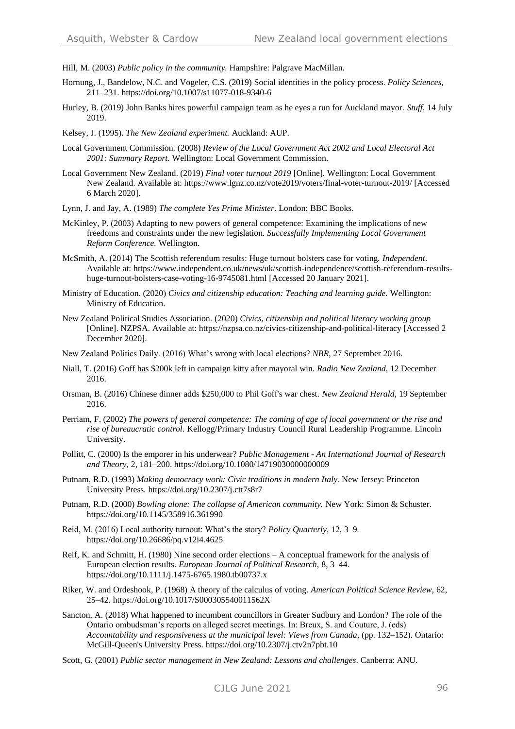Hill, M. (2003) *Public policy in the community.* Hampshire: Palgrave MacMillan.

Hornung, J., Bandelow, N.C. and Vogeler, C.S. (2019) Social identities in the policy process. *Policy Sciences,* 211–231. https://doi.org/10.1007/s11077-018-9340-6

Hurley, B. (2019) John Banks hires powerful campaign team as he eyes a run for Auckland mayor. *Stuff*, 14 July 2019.

Kelsey, J. (1995). *The New Zealand experiment.* Auckland: AUP.

Local Government Commission. (2008) *Review of the Local Government Act 2002 and Local Electoral Act 2001: Summary Report*. Wellington: Local Government Commission.

Local Government New Zealand. (2019) *Final voter turnout 2019* [Online]. Wellington: Local Government New Zealand. Available at: https://www.lgnz.co.nz/vote2019/voters/final-voter-turnout-2019/ [Accessed 6 March 2020].

Lynn, J. and Jay, A. (1989) *The complete Yes Prime Minister*. London: BBC Books.

McKinley, P. (2003) Adapting to new powers of general competence: Examining the implications of new freedoms and constraints under the new legislation. *Successfully Implementing Local Government Reform Conference.* Wellington.

McSmith, A. (2014) The Scottish referendum results: Huge turnout bolsters case for voting. *Independent*. Available at: https://www.independent.co.uk/news/uk/scottish-independence/scottish-referendum-results-huge-turnout-bolsters-case-voting-16-9745081.html [Accessed 20 January 2021].

Ministry of Education. (2020) *Civics and citizenship education: Teaching and learning guide.* Wellington: Ministry of Education.

New Zealand Political Studies Association. (2020) *Civics, citizenship and political literacy working group* [Online]. NZPSA. Available at: https://nzpsa.co.nz/civics-citizenship-and-political-literacy [Accessed 2 December 2020].

New Zealand Politics Daily. (2016) What's wrong with local elections? *NBR*, 27 September 2016.

Niall, T. (2016) Goff has $200k left in campaign kitty after mayoral win. *Radio New Zealand*, 12 December 2016.

Orsman, B. (2016) Chinese dinner adds $250,000 to Phil Goff's war chest. *New Zealand Herald*, 19 September 2016.

Perriam, F. (2002) *The powers of general competence: The coming of age of local government or the rise and rise of bureaucratic control*. Kellogg/Primary Industry Council Rural Leadership Programme. Lincoln University.

Pollitt, C. (2000) Is the emporer in his underwear? *Public Management - An International Journal of Research and Theory,* 2, 181–200. https://doi.org/10.1080/14719030000000009

Putnam, R.D. (1993) *Making democracy work: Civic traditions in modern Italy.* New Jersey: Princeton University Press. https://doi.org/10.2307/j.ctt7s8r7

Putnam, R.D. (2000) *Bowling alone: The collapse of American community.* New York: Simon & Schuster. https://doi.org/10.1145/358916.361990

Reid, M. (2016) Local authority turnout: What's the story? *Policy Quarterly,* 12, 3–9. https://doi.org/10.26686/pq.v12i4.4625

Reif, K. and Schmitt, H. (1980) Nine second order elections – A conceptual framework for the analysis of European election results. *European Journal of Political Research,* 8, 3–44. https://doi.org/10.1111/j.1475-6765.1980.tb00737.x

Riker, W. and Ordeshook, P. (1968) A theory of the calculus of voting. *American Political Science Review,* 62, 25–42. https://doi.org/10.1017/S000305540011562X

Sancton, A. (2018) What happened to incumbent councillors in Greater Sudbury and London? The role of the Ontario ombudsman's reports on alleged secret meetings. In: Breux, S. and Couture, J. (eds) *Accountability and responsiveness at the municipal level: Views from Canada,* (pp. 132–152). Ontario: McGill-Queen's University Press. https://doi.org/10.2307/j.ctv2n7pbt.10

Scott, G. (2001) *Public sector management in New Zealand: Lessons and challenges*. Canberra: ANU.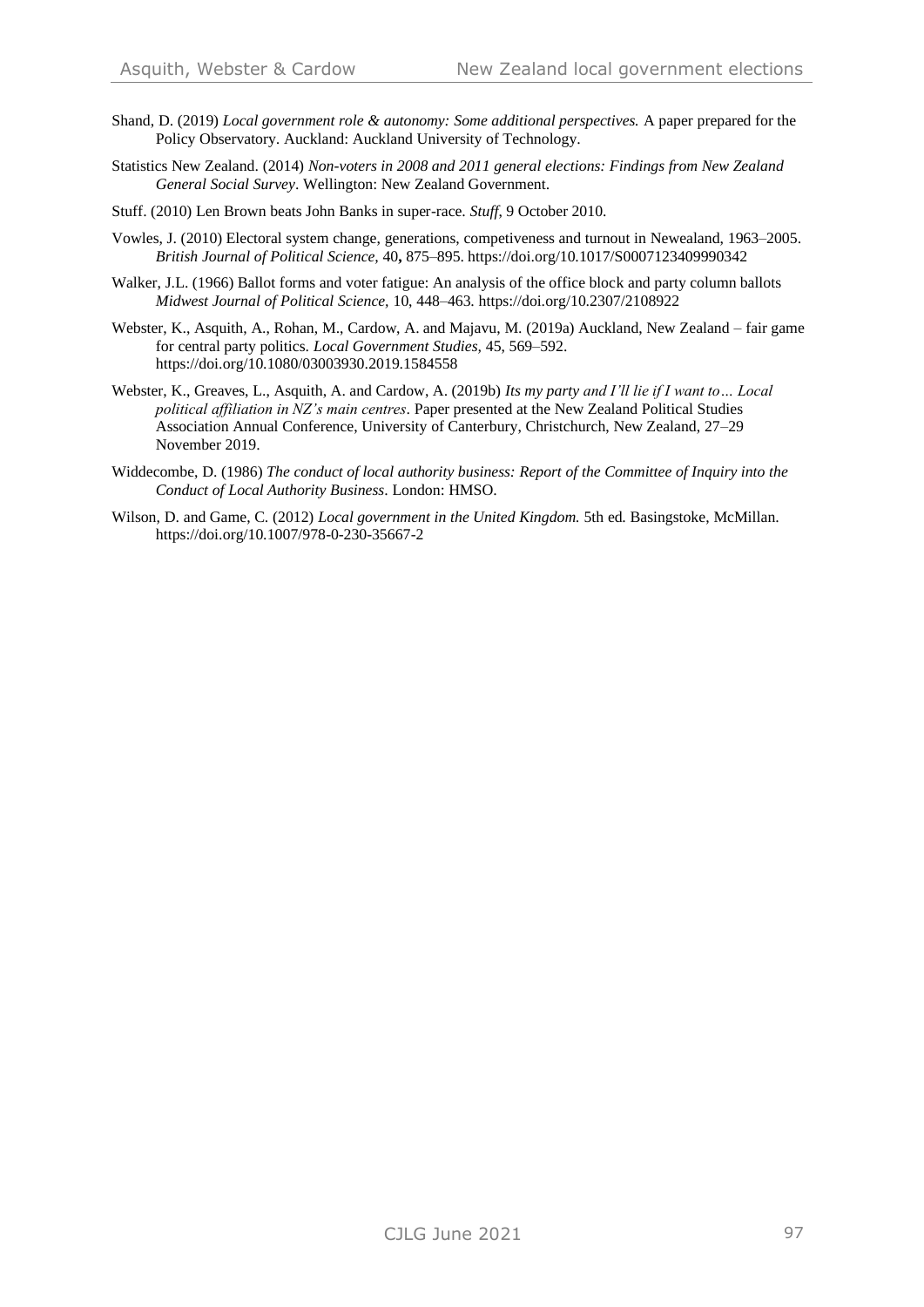Shand, D. (2019) *Local government role & autonomy: Some additional perspectives.* A paper prepared for the Policy Observatory. Auckland: Auckland University of Technology.

Statistics New Zealand. (2014) *Non-voters in 2008 and 2011 general elections: Findings from New Zealand General Social Survey*. Wellington: New Zealand Government.

Stuff. (2010) Len Brown beats John Banks in super-race. *Stuff*, 9 October 2010.

Vowles, J. (2010) Electoral system change, generations, competiveness and turnout in Newealand, 1963–2005. *British Journal of Political Science*, 40**,** 875–895. https://doi.org/10.1017/S0007123409990342

Walker, J.L. (1966) Ballot forms and voter fatigue: An analysis of the office block and party column ballots *Midwest Journal of Political Science*, 10, 448–463. https://doi.org/10.2307/2108922

Webster, K., Asquith, A., Rohan, M., Cardow, A. and Majavu, M. (2019a) Auckland, New Zealand – fair game for central party politics. *Local Government Studies*, 45, 569–592. https://doi.org/10.1080/03003930.2019.1584558

Webster, K., Greaves, L., Asquith, A. and Cardow, A. (2019b) *Its my party and I'll lie if I want to… Local political affiliation in NZ's main centres*. Paper presented at the New Zealand Political Studies Association Annual Conference, University of Canterbury, Christchurch, New Zealand, 27–29 November 2019.

Widdecombe, D. (1986) *The conduct of local authority business: Report of the Committee of Inquiry into the Conduct of Local Authority Business*. London: HMSO.

Wilson, D. and Game, C. (2012) *Local government in the United Kingdom.* 5th ed. Basingstoke, McMillan. https://doi.org/10.1007/978-0-230-35667-2